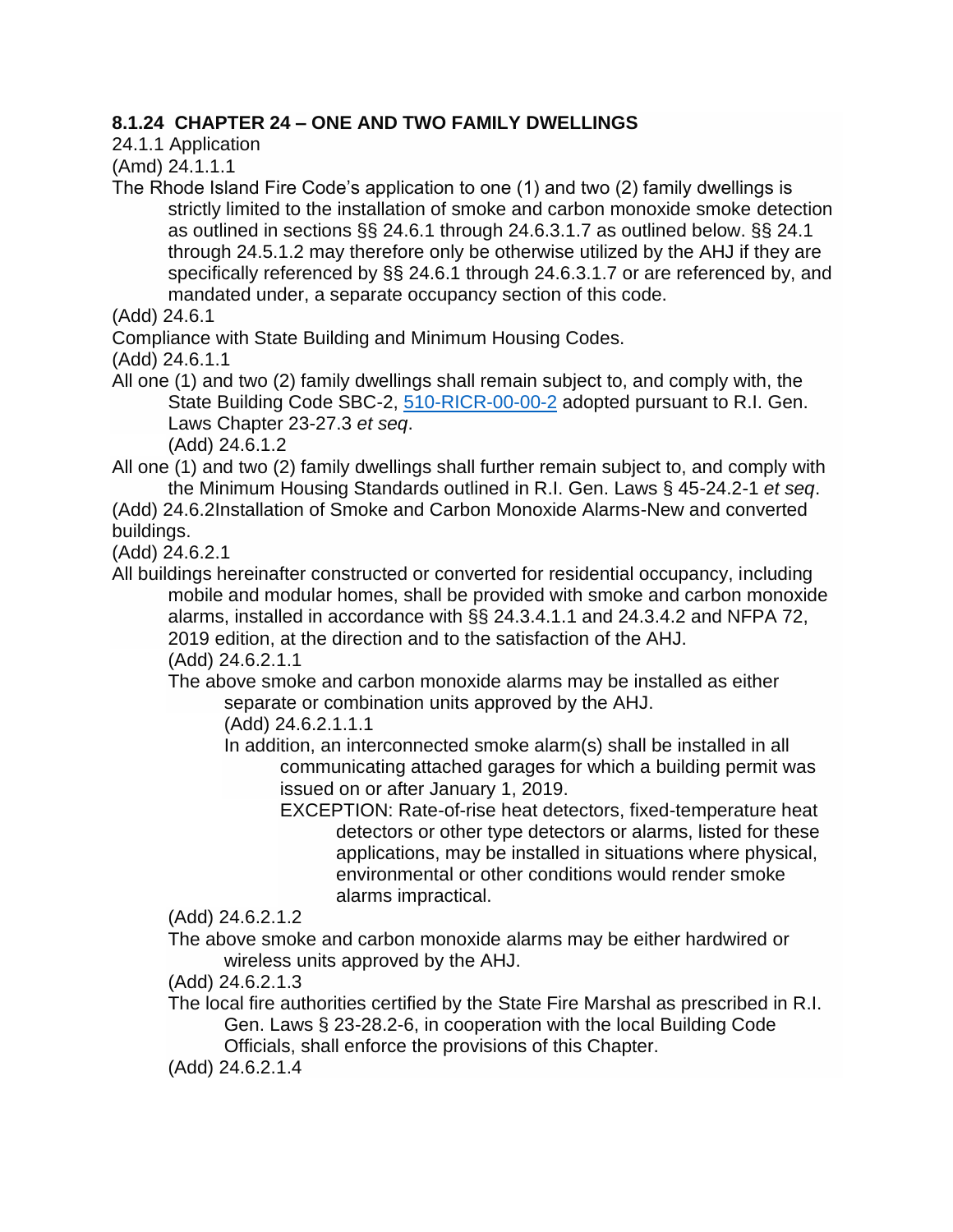**8.1.24 CHAPTER 24 – ONE AND TWO FAMILY DWELLINGS**

24.1.1 Application

(Amd) 24.1.1.1

The Rhode Island Fire Code's application to one (1) and two (2) family dwellings is strictly limited to the installation of smoke and carbon monoxide smoke detection as outlined in sections §§ 24.6.1 through 24.6.3.1.7 as outlined below. §§ 24.1 through 24.5.1.2 may therefore only be otherwise utilized by the AHJ if they are specifically referenced by §§ 24.6.1 through 24.6.3.1.7 or are referenced by, and mandated under, a separate occupancy section of this code.

(Add) 24.6.1

Compliance with State Building and Minimum Housing Codes.

(Add) 24.6.1.1

All one (1) and two (2) family dwellings shall remain subject to, and comply with, the State Building Code SBC-2, [510-RICR-00-00-2](510-RICR-00-00-2) adopted pursuant to R.I. Gen. Laws Chapter 23-27.3 *et seq*.

(Add) 24.6.1.2

All one (1) and two (2) family dwellings shall further remain subject to, and comply with the Minimum Housing Standards outlined in R.I. Gen. Laws § 45-24.2-1 *et seq*.

(Add) 24.6.2 Installation of Smoke and Carbon Monoxide Alarms-New and converted buildings.

(Add) 24.6.2.1

All buildings hereinafter constructed or converted for residential occupancy, including mobile and modular homes, shall be provided with smoke and carbon monoxide alarms, installed in accordance with §§ 24.3.4.1.1 and 24.3.4.2 and NFPA 72, 2019 edition, at the direction and to the satisfaction of the AHJ.

(Add) 24.6.2.1.1

The above smoke and carbon monoxide alarms may be installed as either separate or combination units approved by the AHJ.

(Add) 24.6.2.1.1.1

In addition, an interconnected smoke alarm(s) shall be installed in all communicating attached garages for which a building permit was issued on or after January 1, 2019.

EXCEPTION: Rate-of-rise heat detectors, fixed-temperature heat detectors or other type detectors or alarms, listed for these applications, may be installed in situations where physical, environmental or other conditions would render smoke alarms impractical.

(Add) 24.6.2.1.2

The above smoke and carbon monoxide alarms may be either hardwired or wireless units approved by the AHJ.

(Add) 24.6.2.1.3

The local fire authorities certified by the State Fire Marshal as prescribed in R.I. Gen. Laws § 23-28.2-6, in cooperation with the local Building Code Officials, shall enforce the provisions of this Chapter.

(Add) 24.6.2.1.4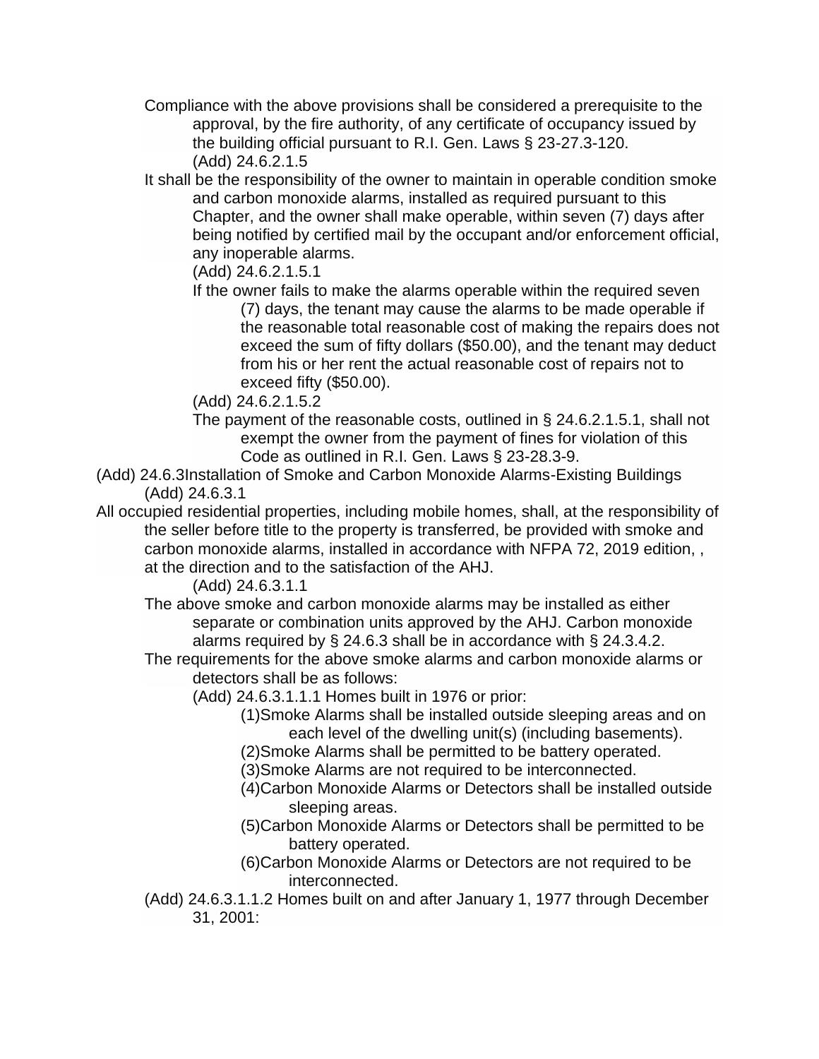Compliance with the above provisions shall be considered a prerequisite to the approval, by the fire authority, of any certificate of occupancy issued by the building official pursuant to R.I. Gen. Laws § 23-27.3-120.

(Add) 24.6.2.1.5

It shall be the responsibility of the owner to maintain in operable condition smoke and carbon monoxide alarms, installed as required pursuant to this Chapter, and the owner shall make operable, within seven (7) days after being notified by certified mail by the occupant and/or enforcement official, any inoperable alarms.

(Add) 24.6.2.1.5.1

If the owner fails to make the alarms operable within the required seven (7) days, the tenant may cause the alarms to be made operable if the reasonable total reasonable cost of making the repairs does not exceed the sum of fifty dollars ($50.00), and the tenant may deduct from his or her rent the actual reasonable cost of repairs not to exceed fifty ($50.00).

(Add) 24.6.2.1.5.2

The payment of the reasonable costs, outlined in § 24.6.2.1.5.1, shall not exempt the owner from the payment of fines for violation of this Code as outlined in R.I. Gen. Laws § 23-28.3-9.

(Add) 24.6.3Installation of Smoke and Carbon Monoxide Alarms-Existing Buildings

(Add) 24.6.3.1

All occupied residential properties, including mobile homes, shall, at the responsibility of the seller before title to the property is transferred, be provided with smoke and carbon monoxide alarms, installed in accordance with NFPA 72, 2019 edition, , at the direction and to the satisfaction of the AHJ.

(Add) 24.6.3.1.1

The above smoke and carbon monoxide alarms may be installed as either separate or combination units approved by the AHJ. Carbon monoxide alarms required by § 24.6.3 shall be in accordance with § 24.3.4.2.

The requirements for the above smoke alarms and carbon monoxide alarms or detectors shall be as follows:

(Add) 24.6.3.1.1.1 Homes built in 1976 or prior:

(1)Smoke Alarms shall be installed outside sleeping areas and on each level of the dwelling unit(s) (including basements).

(2)Smoke Alarms shall be permitted to be battery operated.

(3)Smoke Alarms are not required to be interconnected.

(4)Carbon Monoxide Alarms or Detectors shall be installed outside sleeping areas.

(5)Carbon Monoxide Alarms or Detectors shall be permitted to be battery operated.

(6)Carbon Monoxide Alarms or Detectors are not required to be interconnected.

(Add) 24.6.3.1.1.2 Homes built on and after January 1, 1977 through December 31, 2001: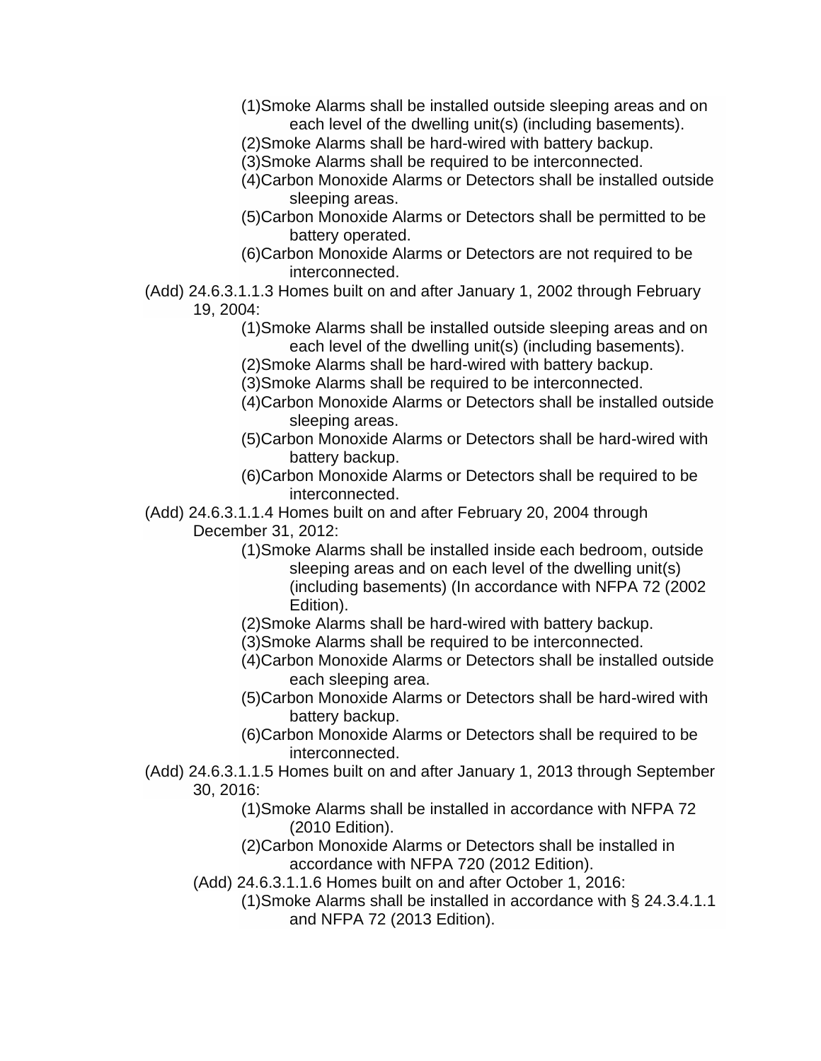(1)Smoke Alarms shall be installed outside sleeping areas and on each level of the dwelling unit(s) (including basements).
(2)Smoke Alarms shall be hard-wired with battery backup.
(3)Smoke Alarms shall be required to be interconnected.
(4)Carbon Monoxide Alarms or Detectors shall be installed outside sleeping areas.
(5)Carbon Monoxide Alarms or Detectors shall be permitted to be battery operated.
(6)Carbon Monoxide Alarms or Detectors are not required to be interconnected.

(Add) 24.6.3.1.1.3 Homes built on and after January 1, 2002 through February 19, 2004:

(1)Smoke Alarms shall be installed outside sleeping areas and on each level of the dwelling unit(s) (including basements).
(2)Smoke Alarms shall be hard-wired with battery backup.
(3)Smoke Alarms shall be required to be interconnected.
(4)Carbon Monoxide Alarms or Detectors shall be installed outside sleeping areas.
(5)Carbon Monoxide Alarms or Detectors shall be hard-wired with battery backup.
(6)Carbon Monoxide Alarms or Detectors shall be required to be interconnected.

(Add) 24.6.3.1.1.4 Homes built on and after February 20, 2004 through December 31, 2012:

(1)Smoke Alarms shall be installed inside each bedroom, outside sleeping areas and on each level of the dwelling unit(s) (including basements) (In accordance with NFPA 72 (2002 Edition).
(2)Smoke Alarms shall be hard-wired with battery backup.
(3)Smoke Alarms shall be required to be interconnected.
(4)Carbon Monoxide Alarms or Detectors shall be installed outside each sleeping area.
(5)Carbon Monoxide Alarms or Detectors shall be hard-wired with battery backup.
(6)Carbon Monoxide Alarms or Detectors shall be required to be interconnected.

(Add) 24.6.3.1.1.5 Homes built on and after January 1, 2013 through September 30, 2016:

(1)Smoke Alarms shall be installed in accordance with NFPA 72 (2010 Edition).
(2)Carbon Monoxide Alarms or Detectors shall be installed in accordance with NFPA 720 (2012 Edition).

(Add) 24.6.3.1.1.6 Homes built on and after October 1, 2016:

(1)Smoke Alarms shall be installed in accordance with § 24.3.4.1.1 and NFPA 72 (2013 Edition).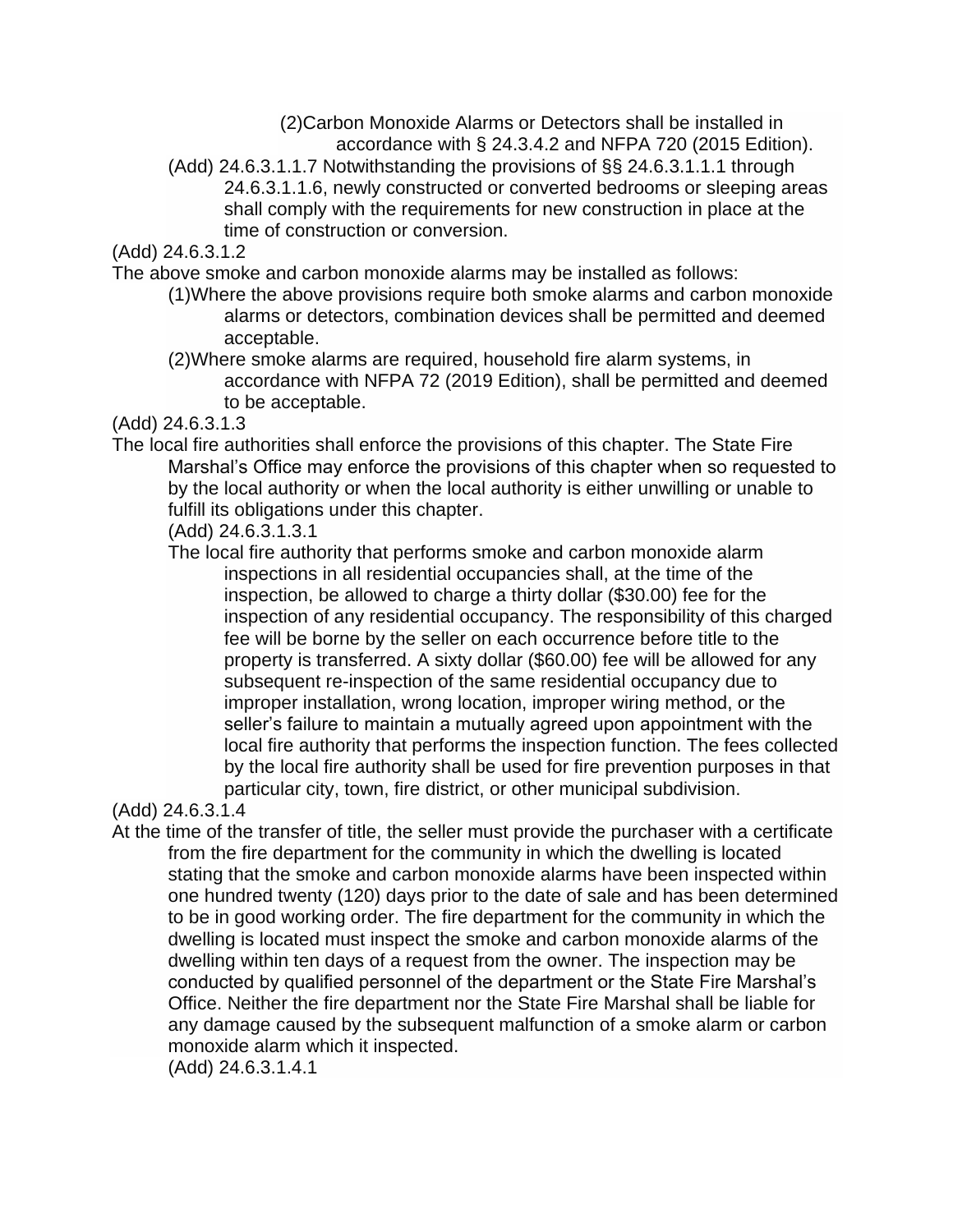(2)Carbon Monoxide Alarms or Detectors shall be installed in accordance with § 24.3.4.2 and NFPA 720 (2015 Edition).

(Add) 24.6.3.1.1.7 Notwithstanding the provisions of §§ 24.6.3.1.1.1 through 24.6.3.1.1.6, newly constructed or converted bedrooms or sleeping areas shall comply with the requirements for new construction in place at the time of construction or conversion.

(Add) 24.6.3.1.2

The above smoke and carbon monoxide alarms may be installed as follows:

(1)Where the above provisions require both smoke alarms and carbon monoxide alarms or detectors, combination devices shall be permitted and deemed acceptable.

(2)Where smoke alarms are required, household fire alarm systems, in accordance with NFPA 72 (2019 Edition), shall be permitted and deemed to be acceptable.

(Add) 24.6.3.1.3

The local fire authorities shall enforce the provisions of this chapter. The State Fire Marshal's Office may enforce the provisions of this chapter when so requested to by the local authority or when the local authority is either unwilling or unable to fulfill its obligations under this chapter.

(Add) 24.6.3.1.3.1

The local fire authority that performs smoke and carbon monoxide alarm inspections in all residential occupancies shall, at the time of the inspection, be allowed to charge a thirty dollar ($30.00) fee for the inspection of any residential occupancy. The responsibility of this charged fee will be borne by the seller on each occurrence before title to the property is transferred. A sixty dollar ($60.00) fee will be allowed for any subsequent re-inspection of the same residential occupancy due to improper installation, wrong location, improper wiring method, or the seller's failure to maintain a mutually agreed upon appointment with the local fire authority that performs the inspection function. The fees collected by the local fire authority shall be used for fire prevention purposes in that particular city, town, fire district, or other municipal subdivision.

(Add) 24.6.3.1.4

At the time of the transfer of title, the seller must provide the purchaser with a certificate from the fire department for the community in which the dwelling is located stating that the smoke and carbon monoxide alarms have been inspected within one hundred twenty (120) days prior to the date of sale and has been determined to be in good working order. The fire department for the community in which the dwelling is located must inspect the smoke and carbon monoxide alarms of the dwelling within ten days of a request from the owner. The inspection may be conducted by qualified personnel of the department or the State Fire Marshal's Office. Neither the fire department nor the State Fire Marshal shall be liable for any damage caused by the subsequent malfunction of a smoke alarm or carbon monoxide alarm which it inspected.

(Add) 24.6.3.1.4.1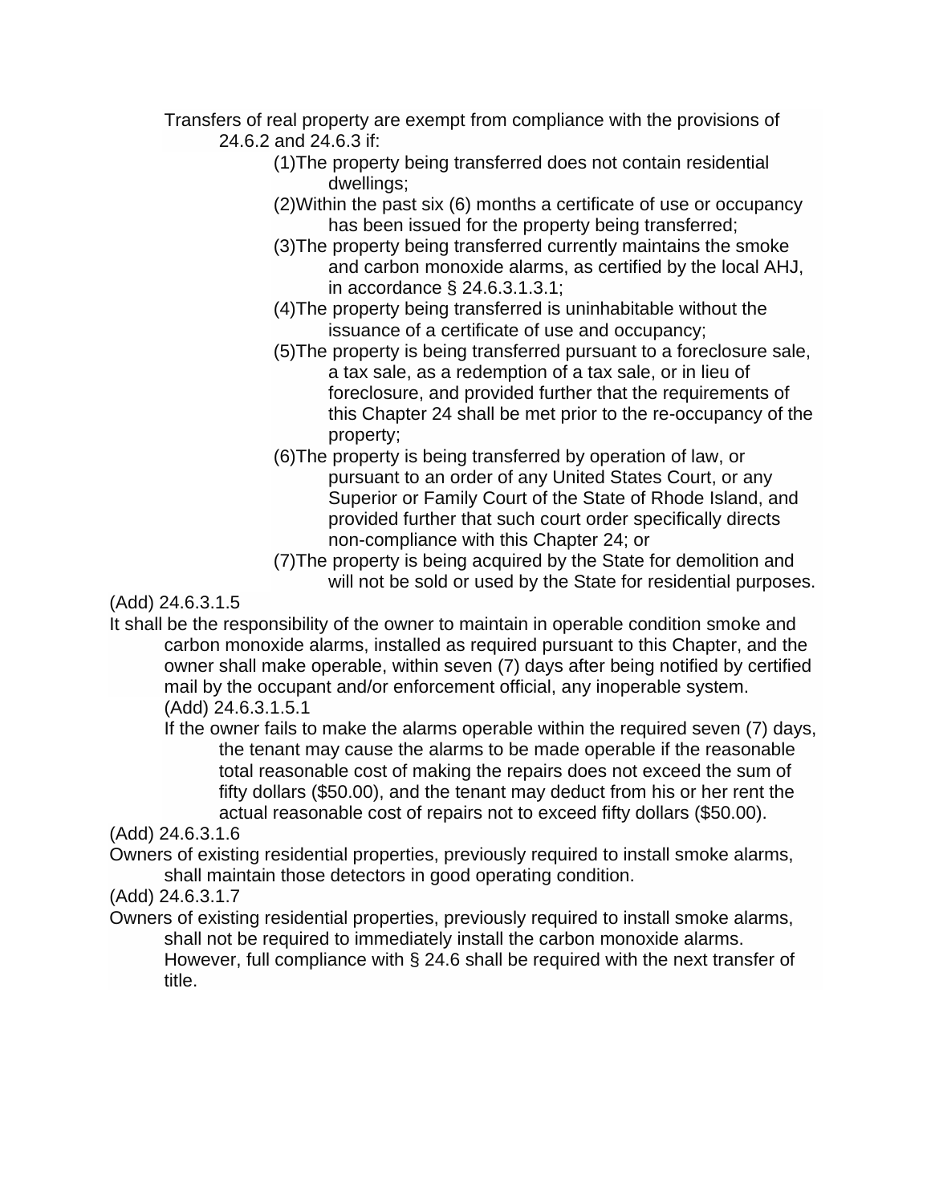Transfers of real property are exempt from compliance with the provisions of 24.6.2 and 24.6.3 if:

(1) The property being transferred does not contain residential dwellings;

(2) Within the past six (6) months a certificate of use or occupancy has been issued for the property being transferred;

(3) The property being transferred currently maintains the smoke and carbon monoxide alarms, as certified by the local AHJ, in accordance § 24.6.3.1.3.1;

(4) The property being transferred is uninhabitable without the issuance of a certificate of use and occupancy;

(5) The property is being transferred pursuant to a foreclosure sale, a tax sale, as a redemption of a tax sale, or in lieu of foreclosure, and provided further that the requirements of this Chapter 24 shall be met prior to the re-occupancy of the property;

(6) The property is being transferred by operation of law, or pursuant to an order of any United States Court, or any Superior or Family Court of the State of Rhode Island, and provided further that such court order specifically directs non-compliance with this Chapter 24; or

(7) The property is being acquired by the State for demolition and will not be sold or used by the State for residential purposes.

(Add) 24.6.3.1.5

It shall be the responsibility of the owner to maintain in operable condition smoke and carbon monoxide alarms, installed as required pursuant to this Chapter, and the owner shall make operable, within seven (7) days after being notified by certified mail by the occupant and/or enforcement official, any inoperable system.

(Add) 24.6.3.1.5.1

If the owner fails to make the alarms operable within the required seven (7) days, the tenant may cause the alarms to be made operable if the reasonable total reasonable cost of making the repairs does not exceed the sum of fifty dollars ($50.00), and the tenant may deduct from his or her rent the actual reasonable cost of repairs not to exceed fifty dollars ($50.00).

(Add) 24.6.3.1.6

Owners of existing residential properties, previously required to install smoke alarms, shall maintain those detectors in good operating condition.

(Add) 24.6.3.1.7

Owners of existing residential properties, previously required to install smoke alarms, shall not be required to immediately install the carbon monoxide alarms. However, full compliance with § 24.6 shall be required with the next transfer of title.